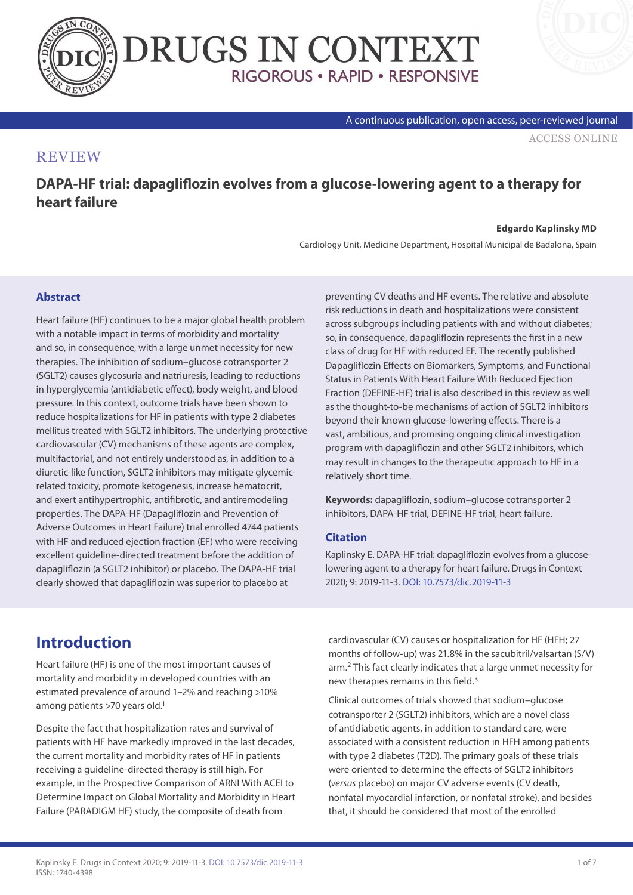REVIEW

# DAPA-HF trial: dapagliflozin evolves from a glucose-lowering agent to a therapy for heart failure

**Edgardo Kaplinsky MD**

Cardiology Unit, Medicine Department, Hospital Municipal de Badalona, Spain

## Abstract

Heart failure (HF) continues to be a major global health problem with a notable impact in terms of morbidity and mortality and so, in consequence, with a large unmet necessity for new therapies. The inhibition of sodium–glucose cotransporter 2 (SGLT2) causes glycosuria and natriuresis, leading to reductions in hyperglycemia (antidiabetic effect), body weight, and blood pressure. In this context, outcome trials have been shown to reduce hospitalizations for HF in patients with type 2 diabetes mellitus treated with SGLT2 inhibitors. The underlying protective cardiovascular (CV) mechanisms of these agents are complex, multifactorial, and not entirely understood as, in addition to a diuretic-like function, SGLT2 inhibitors may mitigate glycemic-related toxicity, promote ketogenesis, increase hematocrit, and exert antihypertrophic, antifibrotic, and antiremodeling properties. The DAPA-HF (Dapagliflozin and Prevention of Adverse Outcomes in Heart Failure) trial enrolled 4744 patients with HF and reduced ejection fraction (EF) who were receiving excellent guideline-directed treatment before the addition of dapagliflozin (a SGLT2 inhibitor) or placebo. The DAPA-HF trial clearly showed that dapagliflozin was superior to placebo at preventing CV deaths and HF events. The relative and absolute risk reductions in death and hospitalizations were consistent across subgroups including patients with and without diabetes; so, in consequence, dapagliflozin represents the first in a new class of drug for HF with reduced EF. The recently published Dapagliflozin Effects on Biomarkers, Symptoms, and Functional Status in Patients With Heart Failure With Reduced Ejection Fraction (DEFINE-HF) trial is also described in this review as well as the thought-to-be mechanisms of action of SGLT2 inhibitors beyond their known glucose-lowering effects. There is a vast, ambitious, and promising ongoing clinical investigation program with dapagliflozin and other SGLT2 inhibitors, which may result in changes to the therapeutic approach to HF in a relatively short time.

**Keywords:** dapagliflozin, sodium–glucose cotransporter 2 inhibitors, DAPA-HF trial, DEFINE-HF trial, heart failure.

### Citation

Kaplinsky E. DAPA-HF trial: dapagliflozin evolves from a glucose-lowering agent to a therapy for heart failure. Drugs in Context 2020; 9: 2019-11-3. DOI: 10.7573/dic.2019-11-3

## Introduction

Heart failure (HF) is one of the most important causes of mortality and morbidity in developed countries with an estimated prevalence of around 1–2% and reaching >10% among patients >70 years old.[1]

Despite the fact that hospitalization rates and survival of patients with HF have markedly improved in the last decades, the current mortality and morbidity rates of HF in patients receiving a guideline-directed therapy is still high. For example, in the Prospective Comparison of ARNI With ACEI to Determine Impact on Global Mortality and Morbidity in Heart Failure (PARADIGM HF) study, the composite of death from cardiovascular (CV) causes or hospitalization for HF (HFH; 27 months of follow-up) was 21.8% in the sacubitril/valsartan (S/V) arm.[2] This fact clearly indicates that a large unmet necessity for new therapies remains in this field.[3]

Clinical outcomes of trials showed that sodium–glucose cotransporter 2 (SGLT2) inhibitors, which are a novel class of antidiabetic agents, in addition to standard care, were associated with a consistent reduction in HFH among patients with type 2 diabetes (T2D). The primary goals of these trials were oriented to determine the effects of SGLT2 inhibitors (*versus* placebo) on major CV adverse events (CV death, nonfatal myocardial infarction, or nonfatal stroke), and besides that, it should be considered that most of the enrolled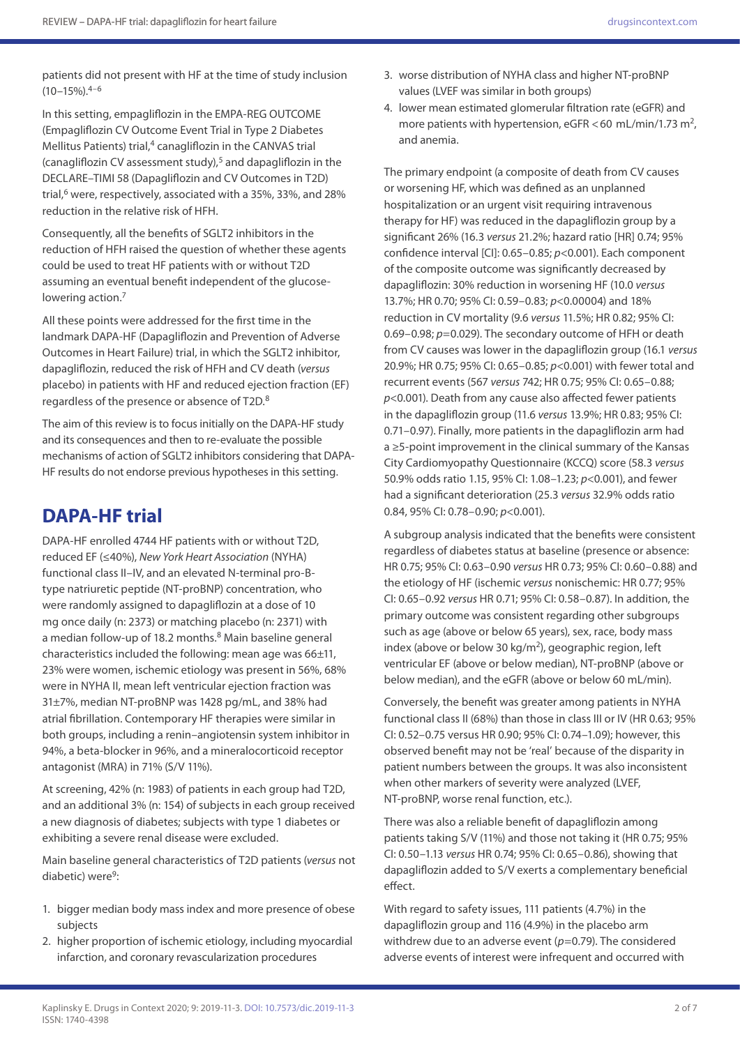patients did not present with HF at the time of study inclusion (10–15%).[4–6]

In this setting, empagliflozin in the EMPA-REG OUTCOME (Empagliflozin CV Outcome Event Trial in Type 2 Diabetes Mellitus Patients) trial,[4] canagliflozin in the CANVAS trial (canagliflozin CV assessment study),[5] and dapagliflozin in the DECLARE–TIMI 58 (Dapagliflozin and CV Outcomes in T2D) trial,[6] were, respectively, associated with a 35%, 33%, and 28% reduction in the relative risk of HFH.

Consequently, all the benefits of SGLT2 inhibitors in the reduction of HFH raised the question of whether these agents could be used to treat HF patients with or without T2D assuming an eventual benefit independent of the glucose-lowering action.[7]

All these points were addressed for the first time in the landmark DAPA-HF (Dapagliflozin and Prevention of Adverse Outcomes in Heart Failure) trial, in which the SGLT2 inhibitor, dapagliflozin, reduced the risk of HFH and CV death (*versus* placebo) in patients with HF and reduced ejection fraction (EF) regardless of the presence or absence of T2D.[8]

The aim of this review is to focus initially on the DAPA-HF study and its consequences and then to re-evaluate the possible mechanisms of action of SGLT2 inhibitors considering that DAPA-HF results do not endorse previous hypotheses in this setting.

## DAPA-HF trial

DAPA-HF enrolled 4744 HF patients with or without T2D, reduced EF (≤40%), *New York Heart Association* (NYHA) functional class II–IV, and an elevated N-terminal pro-B-type natriuretic peptide (NT-proBNP) concentration, who were randomly assigned to dapagliflozin at a dose of 10 mg once daily (n: 2373) or matching placebo (n: 2371) with a median follow-up of 18.2 months.[8] Main baseline general characteristics included the following: mean age was 66±11, 23% were women, ischemic etiology was present in 56%, 68% were in NYHA II, mean left ventricular ejection fraction was 31±7%, median NT-proBNP was 1428 pg/mL, and 38% had atrial fibrillation. Contemporary HF therapies were similar in both groups, including a renin–angiotensin system inhibitor in 94%, a beta-blocker in 96%, and a mineralocorticoid receptor antagonist (MRA) in 71% (S/V 11%).

At screening, 42% (n: 1983) of patients in each group had T2D, and an additional 3% (n: 154) of subjects in each group received a new diagnosis of diabetes; subjects with type 1 diabetes or exhibiting a severe renal disease were excluded.

Main baseline general characteristics of T2D patients (*versus* not diabetic) were[9]:

1. bigger median body mass index and more presence of obese subjects
2. higher proportion of ischemic etiology, including myocardial infarction, and coronary revascularization procedures
3. worse distribution of NYHA class and higher NT-proBNP values (LVEF was similar in both groups)
4. lower mean estimated glomerular filtration rate (eGFR) and more patients with hypertension, eGFR <60 mL/min/1.73 $m^2$, and anemia.

The primary endpoint (a composite of death from CV causes or worsening HF, which was defined as an unplanned hospitalization or an urgent visit requiring intravenous therapy for HF) was reduced in the dapagliflozin group by a significant 26% (16.3 *versus* 21.2%; hazard ratio [HR] 0.74; 95% confidence interval [CI]: 0.65–0.85; $p<0.001$). Each component of the composite outcome was significantly decreased by dapagliflozin: 30% reduction in worsening HF (10.0 *versus* 13.7%; HR 0.70; 95% CI: 0.59–0.83; $p<0.00004$) and 18% reduction in CV mortality (9.6 *versus* 11.5%; HR 0.82; 95% CI: 0.69–0.98; $p=0.029$). The secondary outcome of HFH or death from CV causes was lower in the dapagliflozin group (16.1 *versus* 20.9%; HR 0.75; 95% CI: 0.65–0.85; $p<0.001$) with fewer total and recurrent events (567 *versus* 742; HR 0.75; 95% CI: 0.65–0.88; $p<0.001$). Death from any cause also affected fewer patients in the dapagliflozin group (11.6 *versus* 13.9%; HR 0.83; 95% CI: 0.71–0.97). Finally, more patients in the dapagliflozin arm had a ≥5-point improvement in the clinical summary of the Kansas City Cardiomyopathy Questionnaire (KCCQ) score (58.3 *versus* 50.9% odds ratio 1.15, 95% CI: 1.08–1.23; $p<0.001$), and fewer had a significant deterioration (25.3 *versus* 32.9% odds ratio 0.84, 95% CI: 0.78–0.90; $p<0.001$).

A subgroup analysis indicated that the benefits were consistent regardless of diabetes status at baseline (presence or absence: HR 0.75; 95% CI: 0.63–0.90 *versus* HR 0.73; 95% CI: 0.60–0.88) and the etiology of HF (ischemic *versus* nonischemic: HR 0.77; 95% CI: 0.65–0.92 *versus* HR 0.71; 95% CI: 0.58–0.87). In addition, the primary outcome was consistent regarding other subgroups such as age (above or below 65 years), sex, race, body mass index (above or below 30 kg/$m^2$), geographic region, left ventricular EF (above or below median), NT-proBNP (above or below median), and the eGFR (above or below 60 mL/min).

Conversely, the benefit was greater among patients in NYHA functional class II (68%) than those in class III or IV (HR 0.63; 95% CI: 0.52–0.75 versus HR 0.90; 95% CI: 0.74–1.09); however, this observed benefit may not be 'real' because of the disparity in patient numbers between the groups. It was also inconsistent when other markers of severity were analyzed (LVEF, NT-proBNP, worse renal function, etc.).

There was also a reliable benefit of dapagliflozin among patients taking S/V (11%) and those not taking it (HR 0.75; 95% CI: 0.50–1.13 *versus* HR 0.74; 95% CI: 0.65–0.86), showing that dapagliflozin added to S/V exerts a complementary beneficial effect.

With regard to safety issues, 111 patients (4.7%) in the dapagliflozin group and 116 (4.9%) in the placebo arm withdrew due to an adverse event ($p=0.79$). The considered adverse events of interest were infrequent and occurred with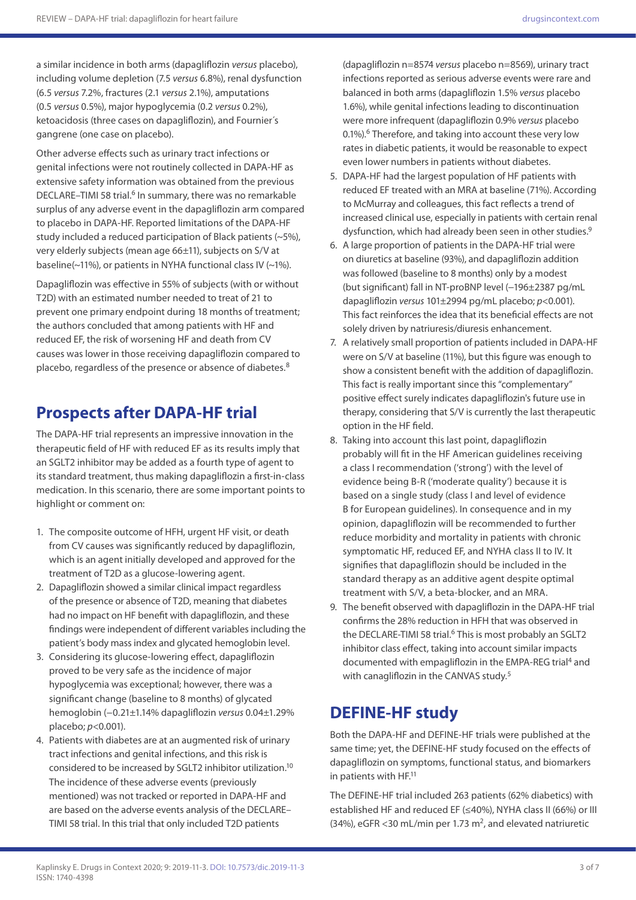a similar incidence in both arms (dapagliflozin *versus* placebo), including volume depletion (7.5 *versus* 6.8%), renal dysfunction (6.5 *versus* 7.2%, fractures (2.1 *versus* 2.1%), amputations (0.5 *versus* 0.5%), major hypoglycemia (0.2 *versus* 0.2%), ketoacidosis (three cases on dapagliflozin), and Fournier´s gangrene (one case on placebo).

Other adverse effects such as urinary tract infections or genital infections were not routinely collected in DAPA-HF as extensive safety information was obtained from the previous DECLARE–TIMI 58 trial.[6] In summary, there was no remarkable surplus of any adverse event in the dapagliflozin arm compared to placebo in DAPA-HF. Reported limitations of the DAPA-HF study included a reduced participation of Black patients (~5%), very elderly subjects (mean age 66±11), subjects on S/V at baseline(~11%), or patients in NYHA functional class IV (~1%).

Dapagliflozin was effective in 55% of subjects (with or without T2D) with an estimated number needed to treat of 21 to prevent one primary endpoint during 18 months of treatment; the authors concluded that among patients with HF and reduced EF, the risk of worsening HF and death from CV causes was lower in those receiving dapagliflozin compared to placebo, regardless of the presence or absence of diabetes.[8]

## Prospects after DAPA-HF trial

The DAPA-HF trial represents an impressive innovation in the therapeutic field of HF with reduced EF as its results imply that an SGLT2 inhibitor may be added as a fourth type of agent to its standard treatment, thus making dapagliflozin a first-in-class medication. In this scenario, there are some important points to highlight or comment on:

1. The composite outcome of HFH, urgent HF visit, or death from CV causes was significantly reduced by dapagliflozin, which is an agent initially developed and approved for the treatment of T2D as a glucose-lowering agent.
2. Dapagliflozin showed a similar clinical impact regardless of the presence or absence of T2D, meaning that diabetes had no impact on HF benefit with dapagliflozin, and these findings were independent of different variables including the patient's body mass index and glycated hemoglobin level.
3. Considering its glucose-lowering effect, dapagliflozin proved to be very safe as the incidence of major hypoglycemia was exceptional; however, there was a significant change (baseline to 8 months) of glycated hemoglobin (−0.21±1.14% dapagliflozin *versus* 0.04±1.29% placebo; $p<0.001$).
4. Patients with diabetes are at an augmented risk of urinary tract infections and genital infections, and this risk is considered to be increased by SGLT2 inhibitor utilization.[10] The incidence of these adverse events (previously mentioned) was not tracked or reported in DAPA-HF and are based on the adverse events analysis of the DECLARE–TIMI 58 trial. In this trial that only included T2D patients (dapagliflozin n=8574 *versus* placebo n=8569), urinary tract infections reported as serious adverse events were rare and balanced in both arms (dapagliflozin 1.5% *versus* placebo 1.6%), while genital infections leading to discontinuation were more infrequent (dapagliflozin 0.9% *versus* placebo 0.1%).[6] Therefore, and taking into account these very low rates in diabetic patients, it would be reasonable to expect even lower numbers in patients without diabetes.
5. DAPA-HF had the largest population of HF patients with reduced EF treated with an MRA at baseline (71%). According to McMurray and colleagues, this fact reflects a trend of increased clinical use, especially in patients with certain renal dysfunction, which had already been seen in other studies.[9]
6. A large proportion of patients in the DAPA-HF trial were on diuretics at baseline (93%), and dapagliflozin addition was followed (baseline to 8 months) only by a modest (but significant) fall in NT-proBNP level (−196±2387 pg/mL dapagliflozin *versus* 101±2994 pg/mL placebo; $p<0.001$). This fact reinforces the idea that its beneficial effects are not solely driven by natriuresis/diuresis enhancement.
7. A relatively small proportion of patients included in DAPA-HF were on S/V at baseline (11%), but this figure was enough to show a consistent benefit with the addition of dapagliflozin. This fact is really important since this "complementary" positive effect surely indicates dapagliflozin's future use in therapy, considering that S/V is currently the last therapeutic option in the HF field.
8. Taking into account this last point, dapagliflozin probably will fit in the HF American guidelines receiving a class I recommendation ('strong') with the level of evidence being B-R ('moderate quality') because it is based on a single study (class I and level of evidence B for European guidelines). In consequence and in my opinion, dapagliflozin will be recommended to further reduce morbidity and mortality in patients with chronic symptomatic HF, reduced EF, and NYHA class II to IV. It signifies that dapagliflozin should be included in the standard therapy as an additive agent despite optimal treatment with S/V, a beta-blocker, and an MRA.
9. The benefit observed with dapagliflozin in the DAPA-HF trial confirms the 28% reduction in HFH that was observed in the DECLARE-TIMI 58 trial.[6] This is most probably an SGLT2 inhibitor class effect, taking into account similar impacts documented with empagliflozin in the EMPA-REG trial[4] and with canagliflozin in the CANVAS study.[5]

## DEFINE-HF study

Both the DAPA-HF and DEFINE-HF trials were published at the same time; yet, the DEFINE-HF study focused on the effects of dapagliflozin on symptoms, functional status, and biomarkers in patients with HF.[11]

The DEFINE-HF trial included 263 patients (62% diabetics) with established HF and reduced EF (≤40%), NYHA class II (66%) or III (34%), eGFR <30 mL/min per 1.73 $m^2$, and elevated natriuretic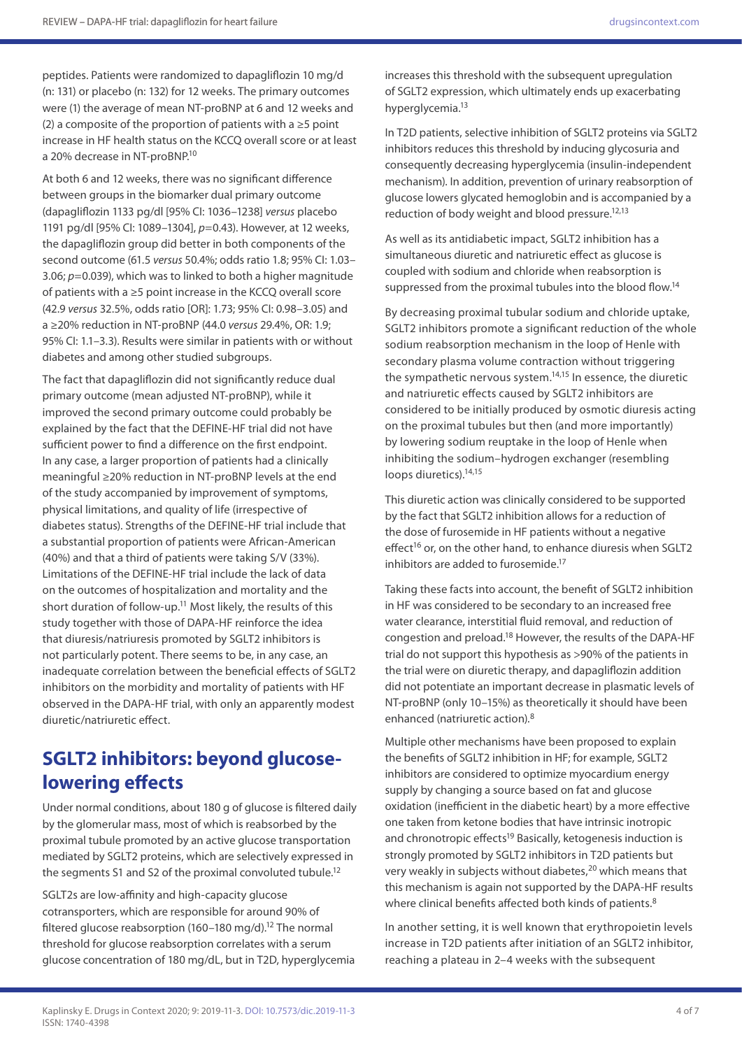peptides. Patients were randomized to dapagliflozin 10 mg/d (n: 131) or placebo (n: 132) for 12 weeks. The primary outcomes were (1) the average of mean NT-proBNP at 6 and 12 weeks and (2) a composite of the proportion of patients with a ≥5 point increase in HF health status on the KCCQ overall score or at least a 20% decrease in NT-proBNP.[10]

At both 6 and 12 weeks, there was no significant difference between groups in the biomarker dual primary outcome (dapagliflozin 1133 pg/dl [95% CI: 1036–1238] *versus* placebo 1191 pg/dl [95% CI: 1089–1304], *p*=0.43). However, at 12 weeks, the dapagliflozin group did better in both components of the second outcome (61.5 *versus* 50.4%; odds ratio 1.8; 95% CI: 1.03–3.06; *p*=0.039), which was to linked to both a higher magnitude of patients with a ≥5 point increase in the KCCQ overall score (42.9 *versus* 32.5%, odds ratio [OR]: 1.73; 95% CI: 0.98–3.05) and a ≥20% reduction in NT-proBNP (44.0 *versus* 29.4%, OR: 1.9; 95% CI: 1.1–3.3). Results were similar in patients with or without diabetes and among other studied subgroups.

The fact that dapagliflozin did not significantly reduce dual primary outcome (mean adjusted NT-proBNP), while it improved the second primary outcome could probably be explained by the fact that the DEFINE-HF trial did not have sufficient power to find a difference on the first endpoint. In any case, a larger proportion of patients had a clinically meaningful ≥20% reduction in NT-proBNP levels at the end of the study accompanied by improvement of symptoms, physical limitations, and quality of life (irrespective of diabetes status). Strengths of the DEFINE-HF trial include that a substantial proportion of patients were African-American (40%) and that a third of patients were taking S/V (33%). Limitations of the DEFINE-HF trial include the lack of data on the outcomes of hospitalization and mortality and the short duration of follow-up.[11] Most likely, the results of this study together with those of DAPA-HF reinforce the idea that diuresis/natriuresis promoted by SGLT2 inhibitors is not particularly potent. There seems to be, in any case, an inadequate correlation between the beneficial effects of SGLT2 inhibitors on the morbidity and mortality of patients with HF observed in the DAPA-HF trial, with only an apparently modest diuretic/natriuretic effect.

## SGLT2 inhibitors: beyond glucose-lowering effects

Under normal conditions, about 180 g of glucose is filtered daily by the glomerular mass, most of which is reabsorbed by the proximal tubule promoted by an active glucose transportation mediated by SGLT2 proteins, which are selectively expressed in the segments S1 and S2 of the proximal convoluted tubule.[12]

SGLT2s are low-affinity and high-capacity glucose cotransporters, which are responsible for around 90% of filtered glucose reabsorption (160–180 mg/d).[12] The normal threshold for glucose reabsorption correlates with a serum glucose concentration of 180 mg/dL, but in T2D, hyperglycemia increases this threshold with the subsequent upregulation of SGLT2 expression, which ultimately ends up exacerbating hyperglycemia.[13]

In T2D patients, selective inhibition of SGLT2 proteins via SGLT2 inhibitors reduces this threshold by inducing glycosuria and consequently decreasing hyperglycemia (insulin-independent mechanism). In addition, prevention of urinary reabsorption of glucose lowers glycated hemoglobin and is accompanied by a reduction of body weight and blood pressure.[12,13]

As well as its antidiabetic impact, SGLT2 inhibition has a simultaneous diuretic and natriuretic effect as glucose is coupled with sodium and chloride when reabsorption is suppressed from the proximal tubules into the blood flow.[14]

By decreasing proximal tubular sodium and chloride uptake, SGLT2 inhibitors promote a significant reduction of the whole sodium reabsorption mechanism in the loop of Henle with secondary plasma volume contraction without triggering the sympathetic nervous system.[14,15] In essence, the diuretic and natriuretic effects caused by SGLT2 inhibitors are considered to be initially produced by osmotic diuresis acting on the proximal tubules but then (and more importantly) by lowering sodium reuptake in the loop of Henle when inhibiting the sodium–hydrogen exchanger (resembling loops diuretics).[14,15]

This diuretic action was clinically considered to be supported by the fact that SGLT2 inhibition allows for a reduction of the dose of furosemide in HF patients without a negative effect[16] or, on the other hand, to enhance diuresis when SGLT2 inhibitors are added to furosemide.[17]

Taking these facts into account, the benefit of SGLT2 inhibition in HF was considered to be secondary to an increased free water clearance, interstitial fluid removal, and reduction of congestion and preload.[18] However, the results of the DAPA-HF trial do not support this hypothesis as >90% of the patients in the trial were on diuretic therapy, and dapagliflozin addition did not potentiate an important decrease in plasmatic levels of NT-proBNP (only 10–15%) as theoretically it should have been enhanced (natriuretic action).[8]

Multiple other mechanisms have been proposed to explain the benefits of SGLT2 inhibition in HF; for example, SGLT2 inhibitors are considered to optimize myocardium energy supply by changing a source based on fat and glucose oxidation (inefficient in the diabetic heart) by a more effective one taken from ketone bodies that have intrinsic inotropic and chronotropic effects[19] Basically, ketogenesis induction is strongly promoted by SGLT2 inhibitors in T2D patients but very weakly in subjects without diabetes,[20] which means that this mechanism is again not supported by the DAPA-HF results where clinical benefits affected both kinds of patients.[8]

In another setting, it is well known that erythropoietin levels increase in T2D patients after initiation of an SGLT2 inhibitor, reaching a plateau in 2–4 weeks with the subsequent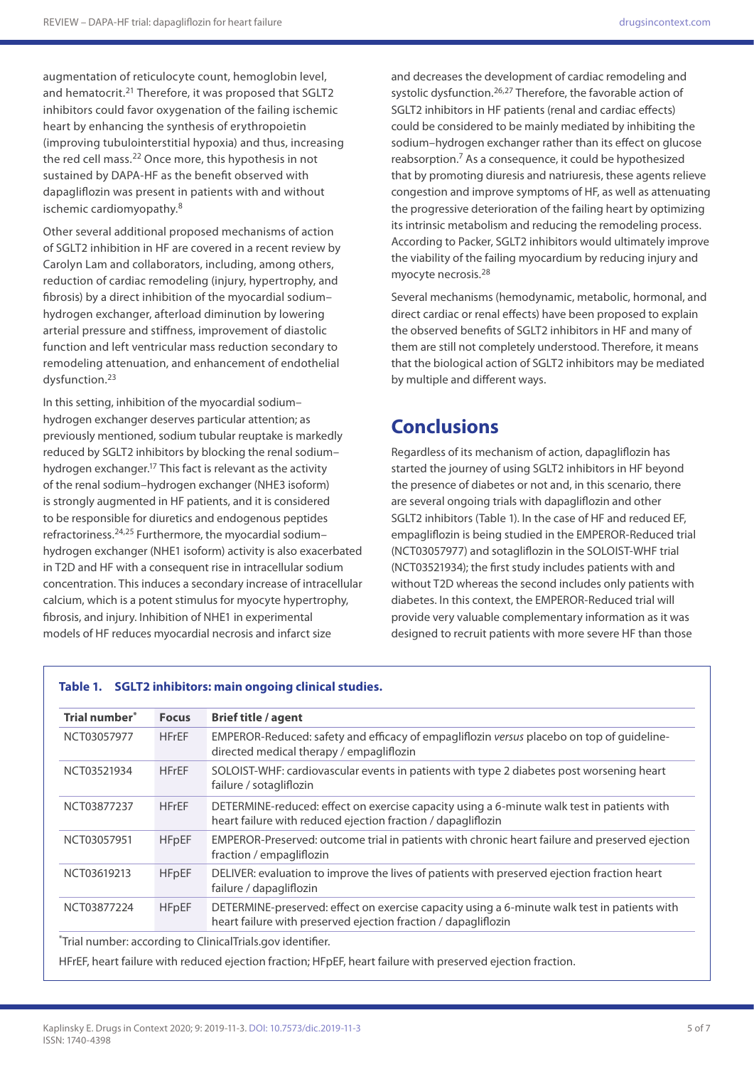augmentation of reticulocyte count, hemoglobin level, and hematocrit.[21] Therefore, it was proposed that SGLT2 inhibitors could favor oxygenation of the failing ischemic heart by enhancing the synthesis of erythropoietin (improving tubulointerstitial hypoxia) and thus, increasing the red cell mass.[22] Once more, this hypothesis in not sustained by DAPA-HF as the benefit observed with dapagliflozin was present in patients with and without ischemic cardiomyopathy.[8]

Other several additional proposed mechanisms of action of SGLT2 inhibition in HF are covered in a recent review by Carolyn Lam and collaborators, including, among others, reduction of cardiac remodeling (injury, hypertrophy, and fibrosis) by a direct inhibition of the myocardial sodium–hydrogen exchanger, afterload diminution by lowering arterial pressure and stiffness, improvement of diastolic function and left ventricular mass reduction secondary to remodeling attenuation, and enhancement of endothelial dysfunction.[23]

In this setting, inhibition of the myocardial sodium–hydrogen exchanger deserves particular attention; as previously mentioned, sodium tubular reuptake is markedly reduced by SGLT2 inhibitors by blocking the renal sodium–hydrogen exchanger.[17] This fact is relevant as the activity of the renal sodium–hydrogen exchanger (NHE3 isoform) is strongly augmented in HF patients, and it is considered to be responsible for diuretics and endogenous peptides refractoriness.[24,25] Furthermore, the myocardial sodium–hydrogen exchanger (NHE1 isoform) activity is also exacerbated in T2D and HF with a consequent rise in intracellular sodium concentration. This induces a secondary increase of intracellular calcium, which is a potent stimulus for myocyte hypertrophy, fibrosis, and injury. Inhibition of NHE1 in experimental models of HF reduces myocardial necrosis and infarct size and decreases the development of cardiac remodeling and systolic dysfunction.[26,27] Therefore, the favorable action of SGLT2 inhibitors in HF patients (renal and cardiac effects) could be considered to be mainly mediated by inhibiting the sodium–hydrogen exchanger rather than its effect on glucose reabsorption.[7] As a consequence, it could be hypothesized that by promoting diuresis and natriuresis, these agents relieve congestion and improve symptoms of HF, as well as attenuating the progressive deterioration of the failing heart by optimizing its intrinsic metabolism and reducing the remodeling process. According to Packer, SGLT2 inhibitors would ultimately improve the viability of the failing myocardium by reducing injury and myocyte necrosis.[28]

Several mechanisms (hemodynamic, metabolic, hormonal, and direct cardiac or renal effects) have been proposed to explain the observed benefits of SGLT2 inhibitors in HF and many of them are still not completely understood. Therefore, it means that the biological action of SGLT2 inhibitors may be mediated by multiple and different ways.

## Conclusions

Regardless of its mechanism of action, dapagliflozin has started the journey of using SGLT2 inhibitors in HF beyond the presence of diabetes or not and, in this scenario, there are several ongoing trials with dapagliflozin and other SGLT2 inhibitors (Table 1). In the case of HF and reduced EF, empagliflozin is being studied in the EMPEROR-Reduced trial (NCT03057977) and sotagliflozin in the SOLOIST-WHF trial (NCT03521934); the first study includes patients with and without T2D whereas the second includes only patients with diabetes. In this context, the EMPEROR-Reduced trial will provide very valuable complementary information as it was designed to recruit patients with more severe HF than those

**Table 1. SGLT2 inhibitors: main ongoing clinical studies.**

| Trial number* | Focus | Brief title / agent |
| --- | --- | --- |
| NCT03057977 | HFrEF | EMPEROR-Reduced: safety and efficacy of empagliflozin *versus* placebo on top of guideline-directed medical therapy / empagliflozin |
| NCT03521934 | HFrEF | SOLOIST-WHF: cardiovascular events in patients with type 2 diabetes post worsening heart failure / sotagliflozin |
| NCT03877237 | HFrEF | DETERMINE-reduced: effect on exercise capacity using a 6-minute walk test in patients with heart failure with reduced ejection fraction / dapagliflozin |
| NCT03057951 | HFpEF | EMPEROR-Preserved: outcome trial in patients with chronic heart failure and preserved ejection fraction / empagliflozin |
| NCT03619213 | HFpEF | DELIVER: evaluation to improve the lives of patients with preserved ejection fraction heart failure / dapagliflozin |
| NCT03877224 | HFpEF | DETERMINE-preserved: effect on exercise capacity using a 6-minute walk test in patients with heart failure with preserved ejection fraction / dapagliflozin |

*Trial number: according to ClinicalTrials.gov identifier.

HFrEF, heart failure with reduced ejection fraction; HFpEF, heart failure with preserved ejection fraction.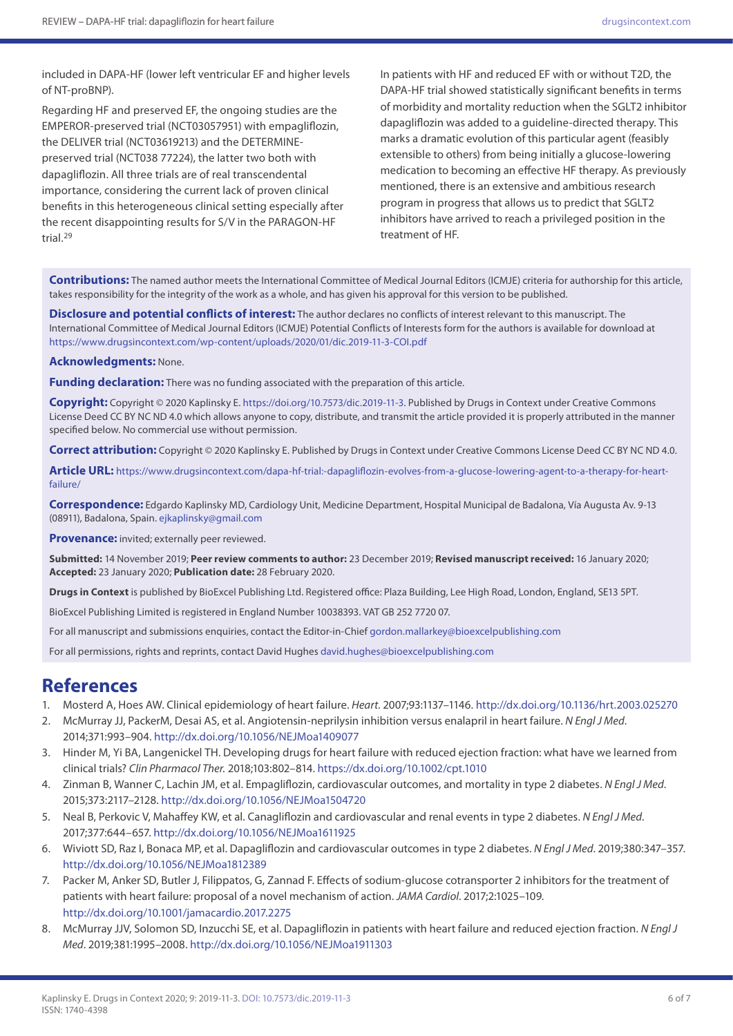included in DAPA-HF (lower left ventricular EF and higher levels of NT-proBNP).

Regarding HF and preserved EF, the ongoing studies are the EMPEROR-preserved trial (NCT03057951) with empagliflozin, the DELIVER trial (NCT03619213) and the DETERMINE-preserved trial (NCT038 77224), the latter two both with dapagliflozin. All three trials are of real transcendental importance, considering the current lack of proven clinical benefits in this heterogeneous clinical setting especially after the recent disappointing results for S/V in the PARAGON-HF trial.[29]

In patients with HF and reduced EF with or without T2D, the DAPA-HF trial showed statistically significant benefits in terms of morbidity and mortality reduction when the SGLT2 inhibitor dapagliflozin was added to a guideline-directed therapy. This marks a dramatic evolution of this particular agent (feasibly extensible to others) from being initially a glucose-lowering medication to becoming an effective HF therapy. As previously mentioned, there is an extensive and ambitious research program in progress that allows us to predict that SGLT2 inhibitors have arrived to reach a privileged position in the treatment of HF.

**Contributions:** The named author meets the International Committee of Medical Journal Editors (ICMJE) criteria for authorship for this article, takes responsibility for the integrity of the work as a whole, and has given his approval for this version to be published.

**Disclosure and potential conflicts of interest:** The author declares no conflicts of interest relevant to this manuscript. The International Committee of Medical Journal Editors (ICMJE) Potential Conflicts of Interests form for the authors is available for download at https://www.drugsincontext.com/wp-content/uploads/2020/01/dic.2019-11-3-COI.pdf

**Acknowledgments:** None.

**Funding declaration:** There was no funding associated with the preparation of this article.

**Copyright:** Copyright © 2020 Kaplinsky E. https://doi.org/10.7573/dic.2019-11-3. Published by Drugs in Context under Creative Commons License Deed CC BY NC ND 4.0 which allows anyone to copy, distribute, and transmit the article provided it is properly attributed in the manner specified below. No commercial use without permission.

**Correct attribution:** Copyright © 2020 Kaplinsky E. Published by Drugs in Context under Creative Commons License Deed CC BY NC ND 4.0.

**Article URL:** https://www.drugsincontext.com/dapa-hf-trial:-dapagliflozin-evolves-from-a-glucose-lowering-agent-to-a-therapy-for-heart-failure/

**Correspondence:** Edgardo Kaplinsky MD, Cardiology Unit, Medicine Department, Hospital Municipal de Badalona, Vía Augusta Av. 9-13 (08911), Badalona, Spain. ejkaplinsky@gmail.com

**Provenance:** invited; externally peer reviewed.

**Submitted:** 14 November 2019; **Peer review comments to author:** 23 December 2019; **Revised manuscript received:** 16 January 2020; **Accepted:** 23 January 2020; **Publication date:** 28 February 2020.

**Drugs in Context** is published by BioExcel Publishing Ltd. Registered office: Plaza Building, Lee High Road, London, England, SE13 5PT.

BioExcel Publishing Limited is registered in England Number 10038393. VAT GB 252 7720 07.

For all manuscript and submissions enquiries, contact the Editor-in-Chief gordon.mallarkey@bioexcelpublishing.com

For all permissions, rights and reprints, contact David Hughes david.hughes@bioexcelpublishing.com

## References

1. Mosterd A, Hoes AW. Clinical epidemiology of heart failure. *Heart.* 2007;93:1137–1146. http://dx.doi.org/10.1136/hrt.2003.025270
2. McMurray JJ, PackerM, Desai AS, et al. Angiotensin-neprilysin inhibition versus enalapril in heart failure. *N Engl J Med*. 2014;371:993–904. http://dx.doi.org/10.1056/NEJMoa1409077
3. Hinder M, Yi BA, Langenickel TH. Developing drugs for heart failure with reduced ejection fraction: what have we learned from clinical trials? *Clin Pharmacol Ther.* 2018;103:802–814. https://dx.doi.org/10.1002/cpt.1010
4. Zinman B, Wanner C, Lachin JM, et al. Empagliflozin, cardiovascular outcomes, and mortality in type 2 diabetes. *N Engl J Med*. 2015;373:2117–2128. http://dx.doi.org/10.1056/NEJMoa1504720
5. Neal B, Perkovic V, Mahaffey KW, et al. Canagliflozin and cardiovascular and renal events in type 2 diabetes. *N Engl J Med*. 2017;377:644–657. http://dx.doi.org/10.1056/NEJMoa1611925
6. Wiviott SD, Raz I, Bonaca MP, et al. Dapagliflozin and cardiovascular outcomes in type 2 diabetes. *N Engl J Med*. 2019;380:347–357. http://dx.doi.org/10.1056/NEJMoa1812389
7. Packer M, Anker SD, Butler J, Filippatos, G, Zannad F. Effects of sodium-glucose cotransporter 2 inhibitors for the treatment of patients with heart failure: proposal of a novel mechanism of action. *JAMA Cardiol*. 2017;2:1025–109. http://dx.doi.org/10.1001/jamacardio.2017.2275
8. McMurray JJV, Solomon SD, Inzucchi SE, et al. Dapagliflozin in patients with heart failure and reduced ejection fraction. *N Engl J Med*. 2019;381:1995–2008. http://dx.doi.org/10.1056/NEJMoa1911303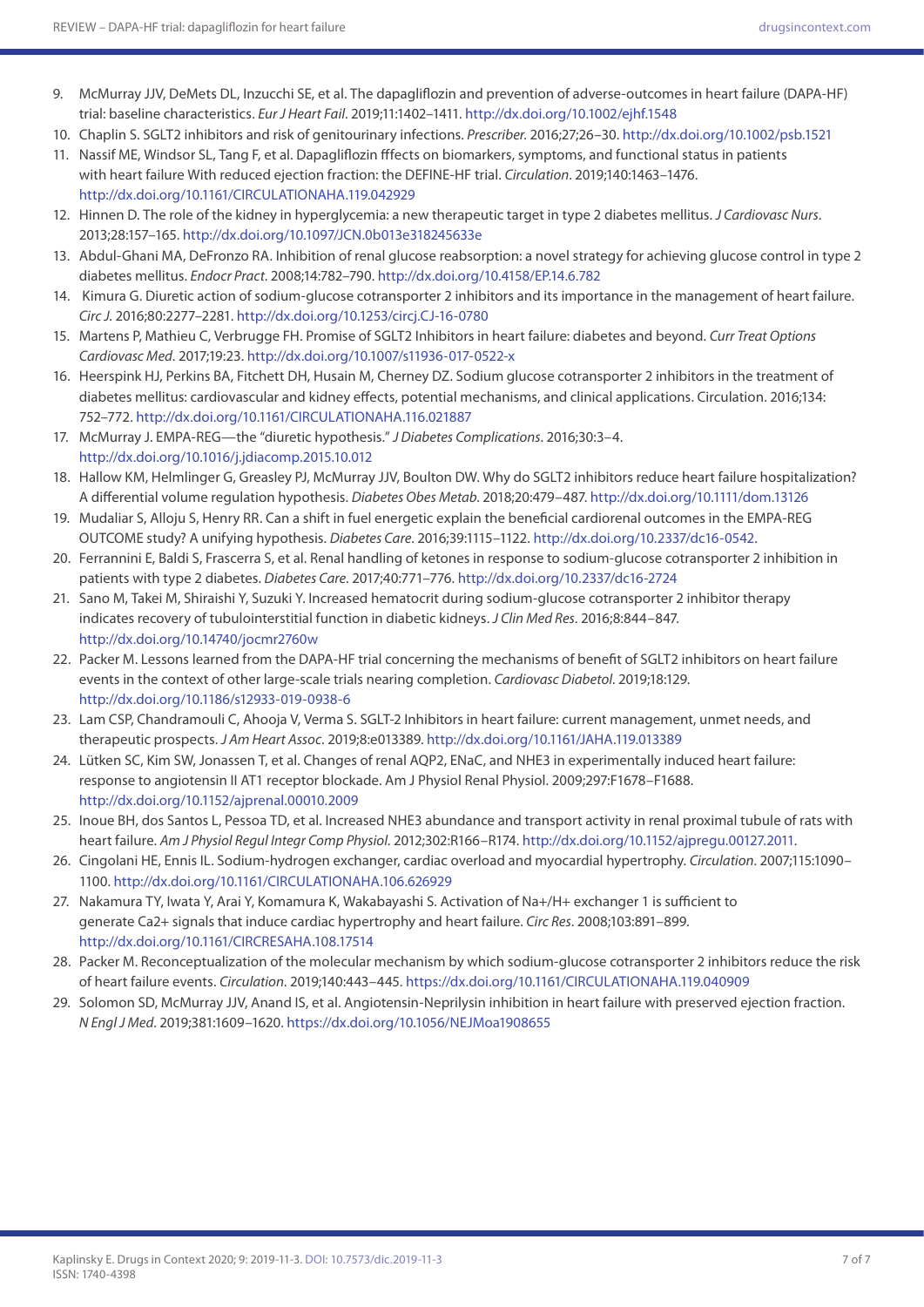9. McMurray JJV, DeMets DL, Inzucchi SE, et al. The dapagliflozin and prevention of adverse-outcomes in heart failure (DAPA-HF) trial: baseline characteristics. *Eur J Heart Fail*. 2019;11:1402–1411. http://dx.doi.org/10.1002/ejhf.1548
10. Chaplin S. SGLT2 inhibitors and risk of genitourinary infections. *Prescriber.* 2016;27;26–30. http://dx.doi.org/10.1002/psb.1521
11. Nassif ME, Windsor SL, Tang F, et al. Dapagliflozin fffects on biomarkers, symptoms, and functional status in patients with heart failure With reduced ejection fraction: the DEFINE-HF trial. *Circulation*. 2019;140:1463–1476. http://dx.doi.org/10.1161/CIRCULATIONAHA.119.042929
12. Hinnen D. The role of the kidney in hyperglycemia: a new therapeutic target in type 2 diabetes mellitus. *J Cardiovasc Nurs*. 2013;28:157–165. http://dx.doi.org/10.1097/JCN.0b013e318245633e
13. Abdul-Ghani MA, DeFronzo RA. Inhibition of renal glucose reabsorption: a novel strategy for achieving glucose control in type 2 diabetes mellitus. *Endocr Pract*. 2008;14:782–790. http://dx.doi.org/10.4158/EP.14.6.782
14. Kimura G. Diuretic action of sodium-glucose cotransporter 2 inhibitors and its importance in the management of heart failure. *Circ J*. 2016;80:2277–2281. http://dx.doi.org/10.1253/circj.CJ-16-0780
15. Martens P, Mathieu C, Verbrugge FH. Promise of SGLT2 Inhibitors in heart failure: diabetes and beyond. *Curr Treat Options Cardiovasc Med*. 2017;19:23. http://dx.doi.org/10.1007/s11936-017-0522-x
16. Heerspink HJ, Perkins BA, Fitchett DH, Husain M, Cherney DZ. Sodium glucose cotransporter 2 inhibitors in the treatment of diabetes mellitus: cardiovascular and kidney effects, potential mechanisms, and clinical applications. Circulation. 2016;134: 752–772. http://dx.doi.org/10.1161/CIRCULATIONAHA.116.021887
17. McMurray J. EMPA-REG—the "diuretic hypothesis." *J Diabetes Complications*. 2016;30:3–4. http://dx.doi.org/10.1016/j.jdiacomp.2015.10.012
18. Hallow KM, Helmlinger G, Greasley PJ, McMurray JJV, Boulton DW. Why do SGLT2 inhibitors reduce heart failure hospitalization? A differential volume regulation hypothesis. *Diabetes Obes Metab*. 2018;20:479–487. http://dx.doi.org/10.1111/dom.13126
19. Mudaliar S, Alloju S, Henry RR. Can a shift in fuel energetic explain the beneficial cardiorenal outcomes in the EMPA-REG OUTCOME study? A unifying hypothesis. *Diabetes Care*. 2016;39:1115–1122. http://dx.doi.org/10.2337/dc16-0542.
20. Ferrannini E, Baldi S, Frascerra S, et al. Renal handling of ketones in response to sodium-glucose cotransporter 2 inhibition in patients with type 2 diabetes. *Diabetes Care*. 2017;40:771–776. http://dx.doi.org/10.2337/dc16-2724
21. Sano M, Takei M, Shiraishi Y, Suzuki Y. Increased hematocrit during sodium-glucose cotransporter 2 inhibitor therapy indicates recovery of tubulointerstitial function in diabetic kidneys. *J Clin Med Res*. 2016;8:844–847. http://dx.doi.org/10.14740/jocmr2760w
22. Packer M. Lessons learned from the DAPA-HF trial concerning the mechanisms of benefit of SGLT2 inhibitors on heart failure events in the context of other large-scale trials nearing completion. *Cardiovasc Diabetol*. 2019;18:129. http://dx.doi.org/10.1186/s12933-019-0938-6
23. Lam CSP, Chandramouli C, Ahooja V, Verma S. SGLT-2 Inhibitors in heart failure: current management, unmet needs, and therapeutic prospects. *J Am Heart Assoc*. 2019;8:e013389. http://dx.doi.org/10.1161/JAHA.119.013389
24. Lütken SC, Kim SW, Jonassen T, et al. Changes of renal AQP2, ENaC, and NHE3 in experimentally induced heart failure: response to angiotensin II AT1 receptor blockade. Am J Physiol Renal Physiol. 2009;297:F1678–F1688. http://dx.doi.org/10.1152/ajprenal.00010.2009
25. Inoue BH, dos Santos L, Pessoa TD, et al. Increased NHE3 abundance and transport activity in renal proximal tubule of rats with heart failure. *Am J Physiol Regul Integr Comp Physiol*. 2012;302:R166–R174. http://dx.doi.org/10.1152/ajpregu.00127.2011.
26. Cingolani HE, Ennis IL. Sodium-hydrogen exchanger, cardiac overload and myocardial hypertrophy. *Circulation*. 2007;115:1090–1100. http://dx.doi.org/10.1161/CIRCULATIONAHA.106.626929
27. Nakamura TY, Iwata Y, Arai Y, Komamura K, Wakabayashi S. Activation of Na+/H+ exchanger 1 is sufficient to generate Ca2+ signals that induce cardiac hypertrophy and heart failure. *Circ Res*. 2008;103:891–899. http://dx.doi.org/10.1161/CIRCRESAHA.108.17514
28. Packer M. Reconceptualization of the molecular mechanism by which sodium-glucose cotransporter 2 inhibitors reduce the risk of heart failure events. *Circulation*. 2019;140:443–445. https://dx.doi.org/10.1161/CIRCULATIONAHA.119.040909
29. Solomon SD, McMurray JJV, Anand IS, et al. Angiotensin-Neprilysin inhibition in heart failure with preserved ejection fraction. *N Engl J Med*. 2019;381:1609–1620. https://dx.doi.org/10.1056/NEJMoa1908655